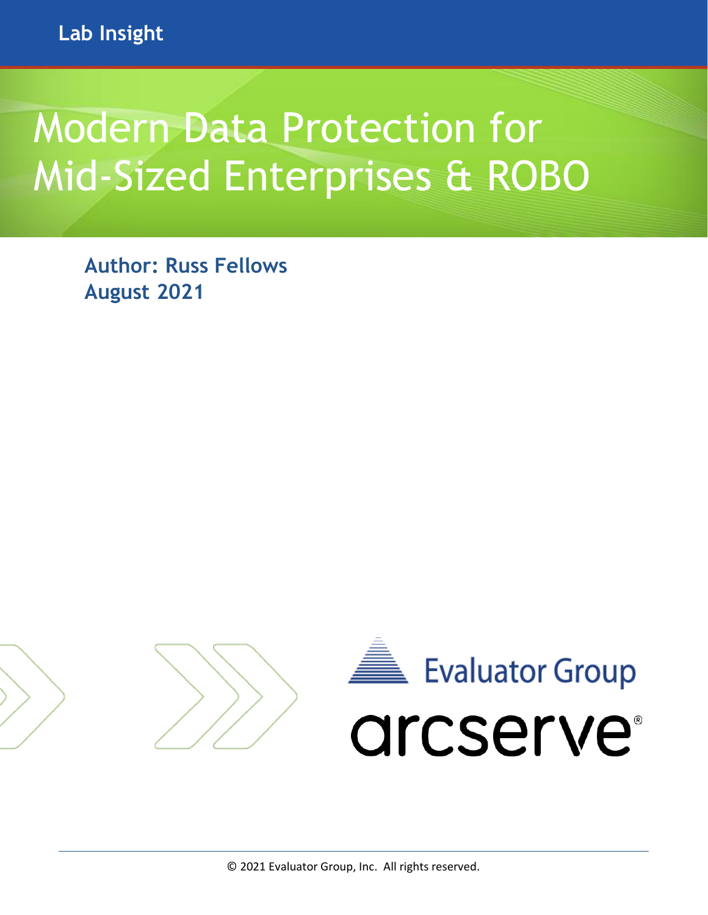Lab Insight

# Modern Data Protection for Mid-Sized Enterprises & ROBO

**Author: Russ Fellows**
**August 2021**

Evaluator Group

arcserve®

© 2021 Evaluator Group, Inc. All rights reserved.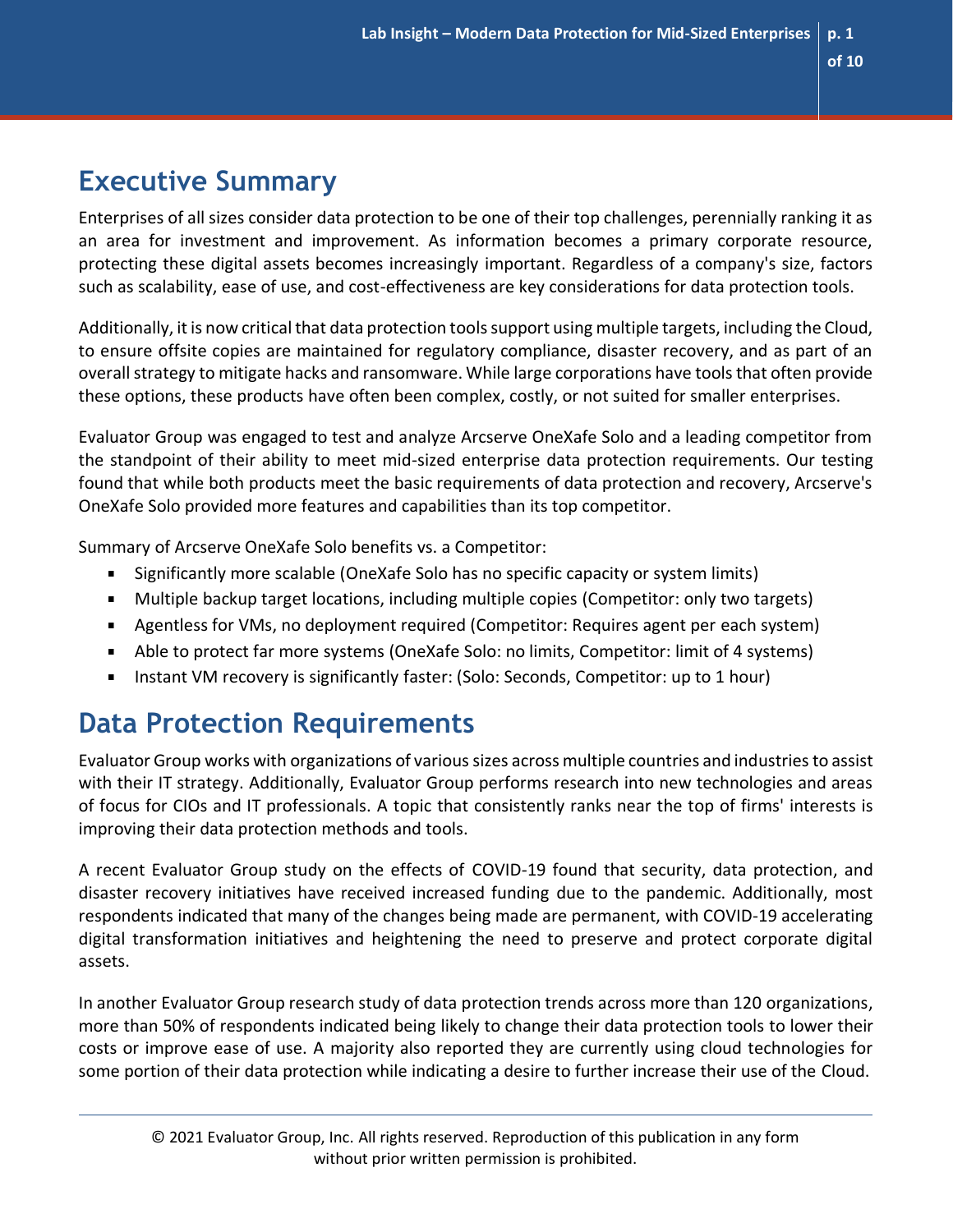## Executive Summary

Enterprises of all sizes consider data protection to be one of their top challenges, perennially ranking it as an area for investment and improvement. As information becomes a primary corporate resource, protecting these digital assets becomes increasingly important. Regardless of a company's size, factors such as scalability, ease of use, and cost-effectiveness are key considerations for data protection tools.

Additionally, it is now critical that data protection tools support using multiple targets, including the Cloud, to ensure offsite copies are maintained for regulatory compliance, disaster recovery, and as part of an overall strategy to mitigate hacks and ransomware. While large corporations have tools that often provide these options, these products have often been complex, costly, or not suited for smaller enterprises.

Evaluator Group was engaged to test and analyze Arcserve OneXafe Solo and a leading competitor from the standpoint of their ability to meet mid-sized enterprise data protection requirements. Our testing found that while both products meet the basic requirements of data protection and recovery, Arcserve's OneXafe Solo provided more features and capabilities than its top competitor.

Summary of Arcserve OneXafe Solo benefits vs. a Competitor:

- Significantly more scalable (OneXafe Solo has no specific capacity or system limits)
- Multiple backup target locations, including multiple copies (Competitor: only two targets)
- Agentless for VMs, no deployment required (Competitor: Requires agent per each system)
- Able to protect far more systems (OneXafe Solo: no limits, Competitor: limit of 4 systems)
- Instant VM recovery is significantly faster: (Solo: Seconds, Competitor: up to 1 hour)

## Data Protection Requirements

Evaluator Group works with organizations of various sizes across multiple countries and industries to assist with their IT strategy. Additionally, Evaluator Group performs research into new technologies and areas of focus for CIOs and IT professionals. A topic that consistently ranks near the top of firms' interests is improving their data protection methods and tools.

A recent Evaluator Group study on the effects of COVID-19 found that security, data protection, and disaster recovery initiatives have received increased funding due to the pandemic. Additionally, most respondents indicated that many of the changes being made are permanent, with COVID-19 accelerating digital transformation initiatives and heightening the need to preserve and protect corporate digital assets.

In another Evaluator Group research study of data protection trends across more than 120 organizations, more than 50% of respondents indicated being likely to change their data protection tools to lower their costs or improve ease of use. A majority also reported they are currently using cloud technologies for some portion of their data protection while indicating a desire to further increase their use of the Cloud.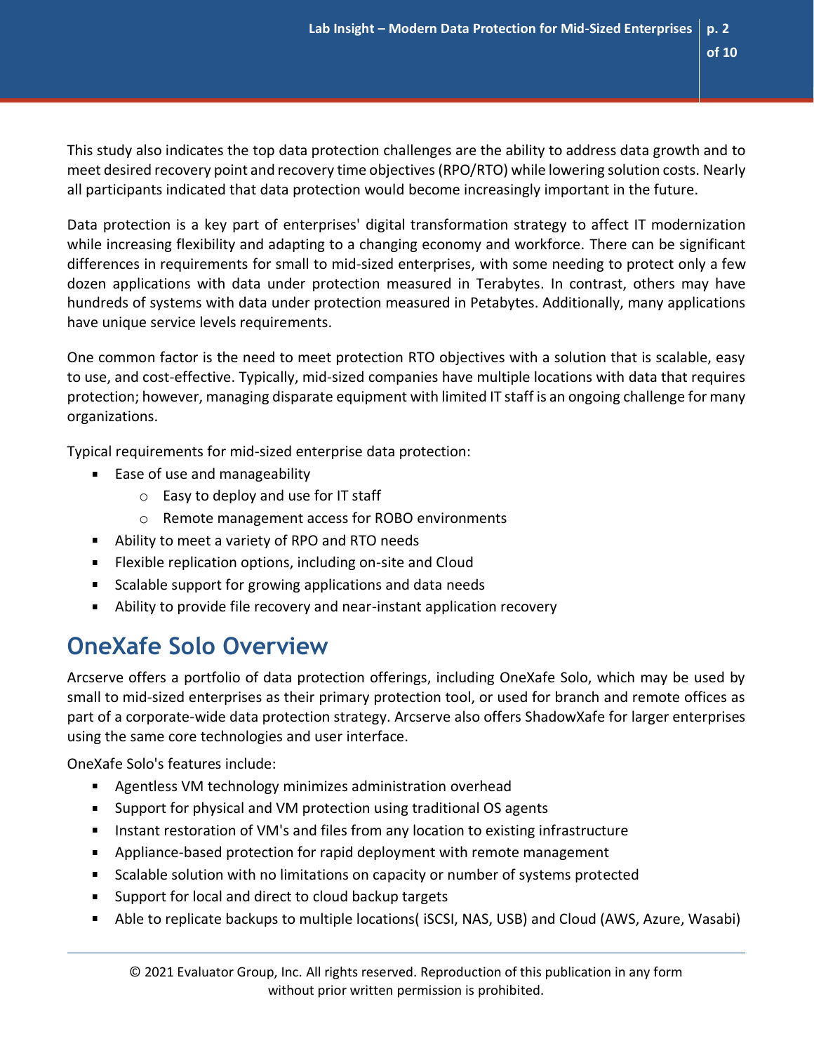This study also indicates the top data protection challenges are the ability to address data growth and to meet desired recovery point and recovery time objectives (RPO/RTO) while lowering solution costs. Nearly all participants indicated that data protection would become increasingly important in the future.

Data protection is a key part of enterprises' digital transformation strategy to affect IT modernization while increasing flexibility and adapting to a changing economy and workforce. There can be significant differences in requirements for small to mid-sized enterprises, with some needing to protect only a few dozen applications with data under protection measured in Terabytes. In contrast, others may have hundreds of systems with data under protection measured in Petabytes. Additionally, many applications have unique service levels requirements.

One common factor is the need to meet protection RTO objectives with a solution that is scalable, easy to use, and cost-effective. Typically, mid-sized companies have multiple locations with data that requires protection; however, managing disparate equipment with limited IT staff is an ongoing challenge for many organizations.

Typical requirements for mid-sized enterprise data protection:

- Ease of use and manageability
  - Easy to deploy and use for IT staff
  - Remote management access for ROBO environments
- Ability to meet a variety of RPO and RTO needs
- Flexible replication options, including on-site and Cloud
- Scalable support for growing applications and data needs
- Ability to provide file recovery and near-instant application recovery

# OneXafe Solo Overview

Arcserve offers a portfolio of data protection offerings, including OneXafe Solo, which may be used by small to mid-sized enterprises as their primary protection tool, or used for branch and remote offices as part of a corporate-wide data protection strategy. Arcserve also offers ShadowXafe for larger enterprises using the same core technologies and user interface.

OneXafe Solo's features include:

- Agentless VM technology minimizes administration overhead
- Support for physical and VM protection using traditional OS agents
- Instant restoration of VM's and files from any location to existing infrastructure
- Appliance-based protection for rapid deployment with remote management
- Scalable solution with no limitations on capacity or number of systems protected
- Support for local and direct to cloud backup targets
- Able to replicate backups to multiple locations( iSCSI, NAS, USB) and Cloud (AWS, Azure, Wasabi)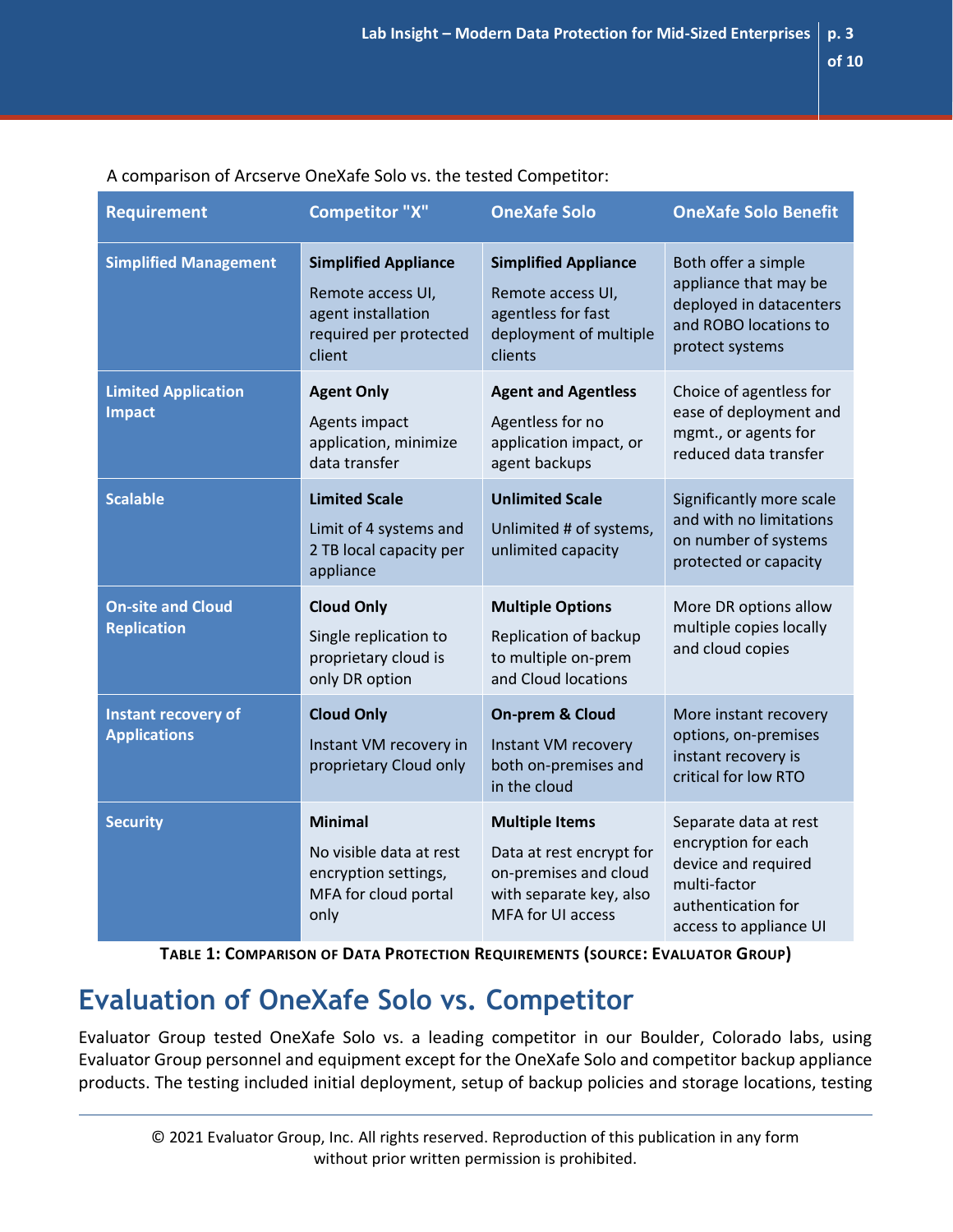A comparison of Arcserve OneXafe Solo vs. the tested Competitor:

| Requirement | Competitor "X" | OneXafe Solo | OneXafe Solo Benefit |
|---|---|---|---|
| **Simplified Management** | **Simplified Appliance** Remote access UI, agent installation required per protected client | **Simplified Appliance** Remote access UI, agentless for fast deployment of multiple clients | Both offer a simple appliance that may be deployed in datacenters and ROBO locations to protect systems |
| **Limited Application Impact** | **Agent Only** Agents impact application, minimize data transfer | **Agent and Agentless** Agentless for no application impact, or agent backups | Choice of agentless for ease of deployment and mgmt., or agents for reduced data transfer |
| **Scalable** | **Limited Scale** Limit of 4 systems and 2 TB local capacity per appliance | **Unlimited Scale** Unlimited # of systems, unlimited capacity | Significantly more scale and with no limitations on number of systems protected or capacity |
| **On-site and Cloud Replication** | **Cloud Only** Single replication to proprietary cloud is only DR option | **Multiple Options** Replication of backup to multiple on-prem and Cloud locations | More DR options allow multiple copies locally and cloud copies |
| **Instant recovery of Applications** | **Cloud Only** Instant VM recovery in proprietary Cloud only | **On-prem & Cloud** Instant VM recovery both on-premises and in the cloud | More instant recovery options, on-premises instant recovery is critical for low RTO |
| **Security** | **Minimal** No visible data at rest encryption settings, MFA for cloud portal only | **Multiple Items** Data at rest encrypt for on-premises and cloud with separate key, also MFA for UI access | Separate data at rest encryption for each device and required multi-factor authentication for access to appliance UI |

**Table 1: Comparison of Data Protection Requirements (source: Evaluator Group)**

## Evaluation of OneXafe Solo vs. Competitor

Evaluator Group tested OneXafe Solo vs. a leading competitor in our Boulder, Colorado labs, using Evaluator Group personnel and equipment except for the OneXafe Solo and competitor backup appliance products. The testing included initial deployment, setup of backup policies and storage locations, testing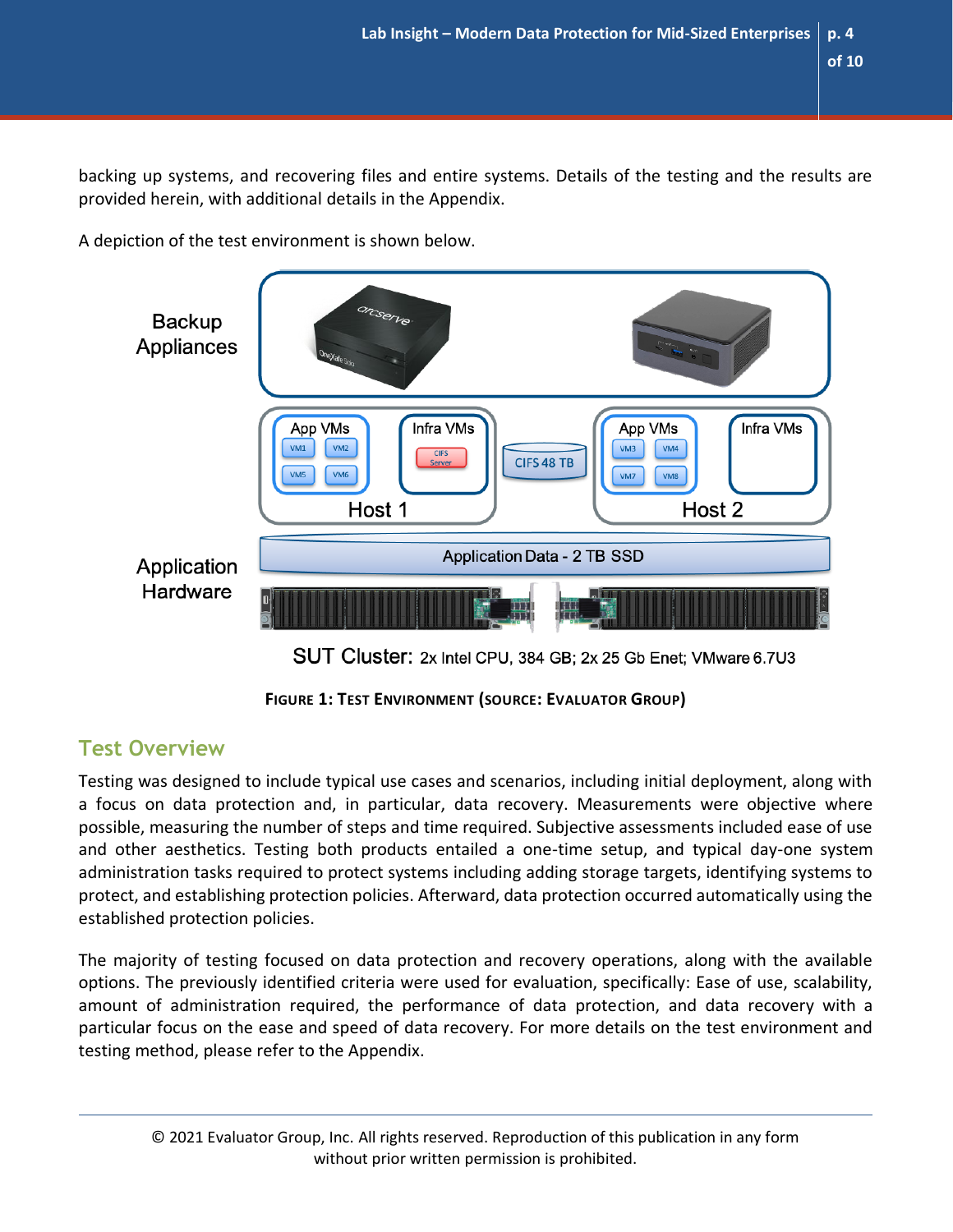backing up systems, and recovering files and entire systems. Details of the testing and the results are provided herein, with additional details in the Appendix.

A depiction of the test environment is shown below.

**Figure 1: Test Environment (Source: Evaluator Group)**

## Test Overview

Testing was designed to include typical use cases and scenarios, including initial deployment, along with a focus on data protection and, in particular, data recovery. Measurements were objective where possible, measuring the number of steps and time required. Subjective assessments included ease of use and other aesthetics. Testing both products entailed a one-time setup, and typical day-one system administration tasks required to protect systems including adding storage targets, identifying systems to protect, and establishing protection policies. Afterward, data protection occurred automatically using the established protection policies.

The majority of testing focused on data protection and recovery operations, along with the available options. The previously identified criteria were used for evaluation, specifically: Ease of use, scalability, amount of administration required, the performance of data protection, and data recovery with a particular focus on the ease and speed of data recovery. For more details on the test environment and testing method, please refer to the Appendix.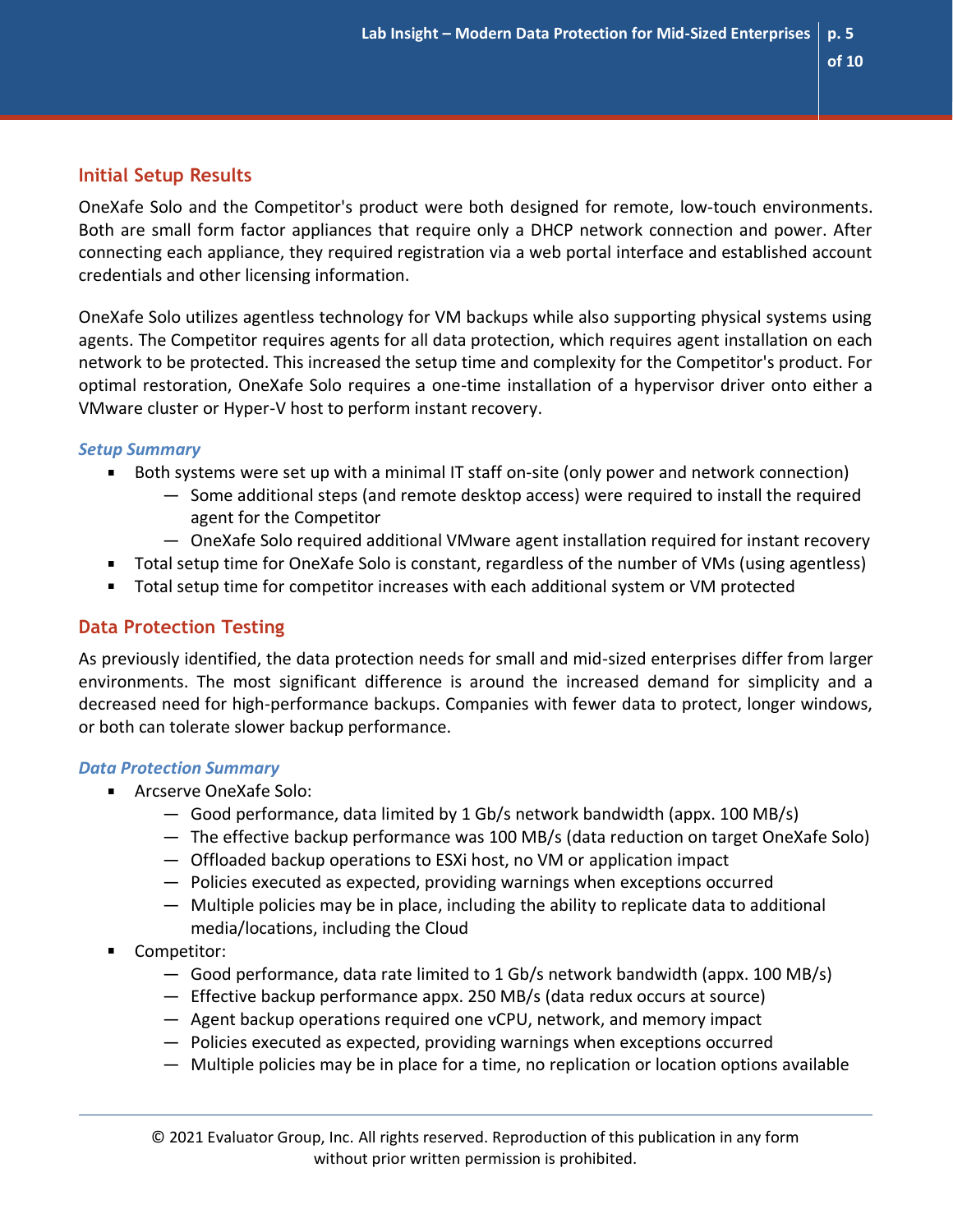## Initial Setup Results

OneXafe Solo and the Competitor's product were both designed for remote, low-touch environments. Both are small form factor appliances that require only a DHCP network connection and power. After connecting each appliance, they required registration via a web portal interface and established account credentials and other licensing information.

OneXafe Solo utilizes agentless technology for VM backups while also supporting physical systems using agents. The Competitor requires agents for all data protection, which requires agent installation on each network to be protected. This increased the setup time and complexity for the Competitor's product. For optimal restoration, OneXafe Solo requires a one-time installation of a hypervisor driver onto either a VMware cluster or Hyper-V host to perform instant recovery.

### *Setup Summary*

- Both systems were set up with a minimal IT staff on-site (only power and network connection)
  - Some additional steps (and remote desktop access) were required to install the required agent for the Competitor
  - OneXafe Solo required additional VMware agent installation required for instant recovery
- Total setup time for OneXafe Solo is constant, regardless of the number of VMs (using agentless)
- Total setup time for competitor increases with each additional system or VM protected

## Data Protection Testing

As previously identified, the data protection needs for small and mid-sized enterprises differ from larger environments. The most significant difference is around the increased demand for simplicity and a decreased need for high-performance backups. Companies with fewer data to protect, longer windows, or both can tolerate slower backup performance.

### *Data Protection Summary*

- Arcserve OneXafe Solo:
  - Good performance, data limited by 1 Gb/s network bandwidth (appx. 100 MB/s)
  - The effective backup performance was 100 MB/s (data reduction on target OneXafe Solo)
  - Offloaded backup operations to ESXi host, no VM or application impact
  - Policies executed as expected, providing warnings when exceptions occurred
  - Multiple policies may be in place, including the ability to replicate data to additional media/locations, including the Cloud
- Competitor:
  - Good performance, data rate limited to 1 Gb/s network bandwidth (appx. 100 MB/s)
  - Effective backup performance appx. 250 MB/s (data redux occurs at source)
  - Agent backup operations required one vCPU, network, and memory impact
  - Policies executed as expected, providing warnings when exceptions occurred
  - Multiple policies may be in place for a time, no replication or location options available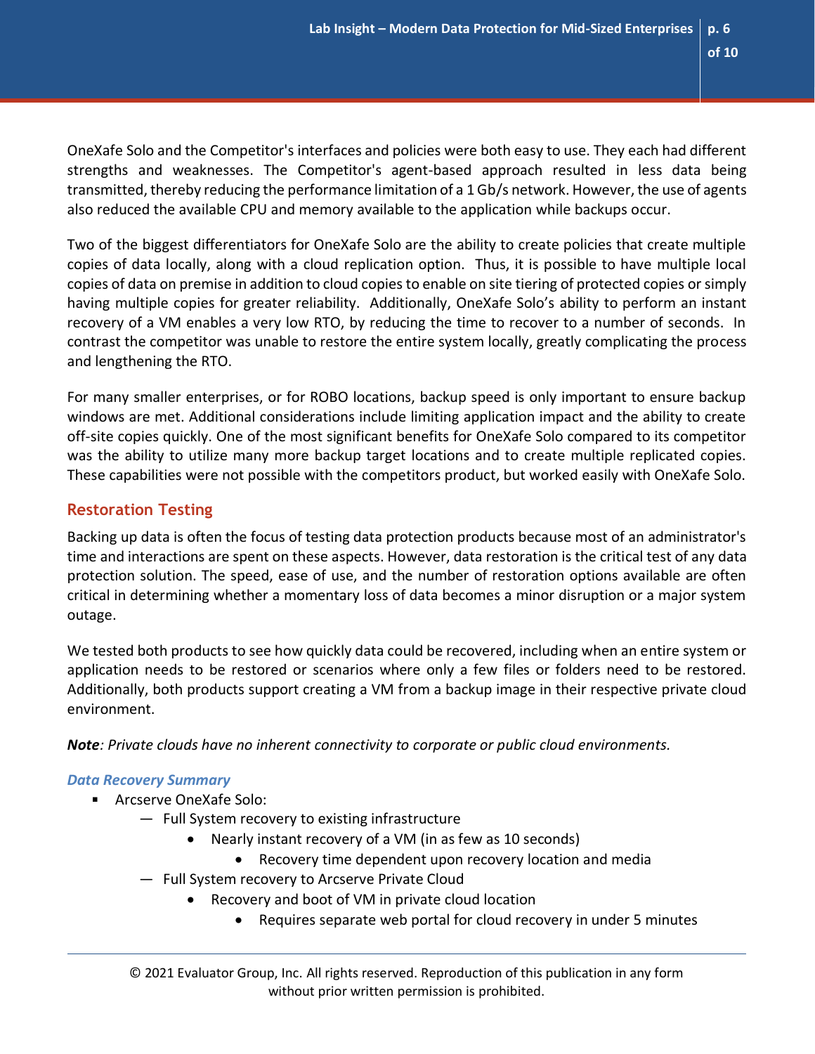OneXafe Solo and the Competitor's interfaces and policies were both easy to use. They each had different strengths and weaknesses. The Competitor's agent-based approach resulted in less data being transmitted, thereby reducing the performance limitation of a 1 Gb/s network. However, the use of agents also reduced the available CPU and memory available to the application while backups occur.

Two of the biggest differentiators for OneXafe Solo are the ability to create policies that create multiple copies of data locally, along with a cloud replication option. Thus, it is possible to have multiple local copies of data on premise in addition to cloud copies to enable on site tiering of protected copies or simply having multiple copies for greater reliability. Additionally, OneXafe Solo's ability to perform an instant recovery of a VM enables a very low RTO, by reducing the time to recover to a number of seconds. In contrast the competitor was unable to restore the entire system locally, greatly complicating the process and lengthening the RTO.

For many smaller enterprises, or for ROBO locations, backup speed is only important to ensure backup windows are met. Additional considerations include limiting application impact and the ability to create off-site copies quickly. One of the most significant benefits for OneXafe Solo compared to its competitor was the ability to utilize many more backup target locations and to create multiple replicated copies. These capabilities were not possible with the competitors product, but worked easily with OneXafe Solo.

## Restoration Testing

Backing up data is often the focus of testing data protection products because most of an administrator's time and interactions are spent on these aspects. However, data restoration is the critical test of any data protection solution. The speed, ease of use, and the number of restoration options available are often critical in determining whether a momentary loss of data becomes a minor disruption or a major system outage.

We tested both products to see how quickly data could be recovered, including when an entire system or application needs to be restored or scenarios where only a few files or folders need to be restored. Additionally, both products support creating a VM from a backup image in their respective private cloud environment.

***Note****: Private clouds have no inherent connectivity to corporate or public cloud environments.*

### *Data Recovery Summary*

- Arcserve OneXafe Solo:
  - Full System recovery to existing infrastructure
    - Nearly instant recovery of a VM (in as few as 10 seconds)
      - Recovery time dependent upon recovery location and media
  - Full System recovery to Arcserve Private Cloud
    - Recovery and boot of VM in private cloud location
      - Requires separate web portal for cloud recovery in under 5 minutes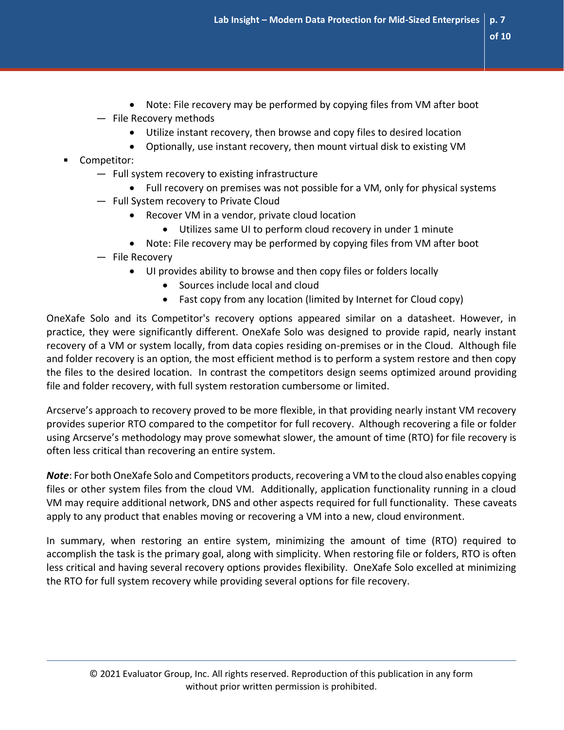- Note: File recovery may be performed by copying files from VM after boot
  - File Recovery methods
    - Utilize instant recovery, then browse and copy files to desired location
    - Optionally, use instant recovery, then mount virtual disk to existing VM
- Competitor:
  - Full system recovery to existing infrastructure
    - Full recovery on premises was not possible for a VM, only for physical systems
  - Full System recovery to Private Cloud
    - Recover VM in a vendor, private cloud location
      - Utilizes same UI to perform cloud recovery in under 1 minute
    - Note: File recovery may be performed by copying files from VM after boot
  - File Recovery
    - UI provides ability to browse and then copy files or folders locally
      - Sources include local and cloud
      - Fast copy from any location (limited by Internet for Cloud copy)

OneXafe Solo and its Competitor's recovery options appeared similar on a datasheet. However, in practice, they were significantly different. OneXafe Solo was designed to provide rapid, nearly instant recovery of a VM or system locally, from data copies residing on-premises or in the Cloud. Although file and folder recovery is an option, the most efficient method is to perform a system restore and then copy the files to the desired location. In contrast the competitors design seems optimized around providing file and folder recovery, with full system restoration cumbersome or limited.

Arcserve's approach to recovery proved to be more flexible, in that providing nearly instant VM recovery provides superior RTO compared to the competitor for full recovery. Although recovering a file or folder using Arcserve's methodology may prove somewhat slower, the amount of time (RTO) for file recovery is often less critical than recovering an entire system.

***Note***: For both OneXafe Solo and Competitors products, recovering a VM to the cloud also enables copying files or other system files from the cloud VM. Additionally, application functionality running in a cloud VM may require additional network, DNS and other aspects required for full functionality. These caveats apply to any product that enables moving or recovering a VM into a new, cloud environment.

In summary, when restoring an entire system, minimizing the amount of time (RTO) required to accomplish the task is the primary goal, along with simplicity. When restoring file or folders, RTO is often less critical and having several recovery options provides flexibility. OneXafe Solo excelled at minimizing the RTO for full system recovery while providing several options for file recovery.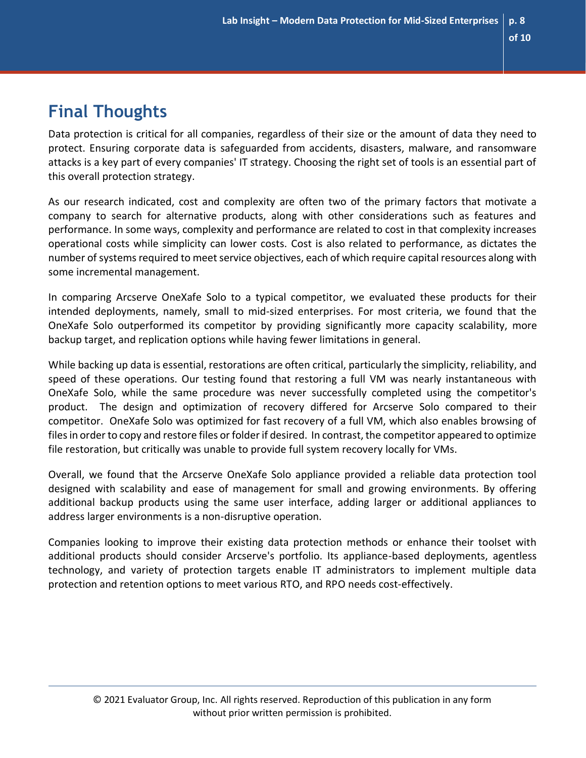## Final Thoughts

Data protection is critical for all companies, regardless of their size or the amount of data they need to protect. Ensuring corporate data is safeguarded from accidents, disasters, malware, and ransomware attacks is a key part of every companies' IT strategy. Choosing the right set of tools is an essential part of this overall protection strategy.

As our research indicated, cost and complexity are often two of the primary factors that motivate a company to search for alternative products, along with other considerations such as features and performance. In some ways, complexity and performance are related to cost in that complexity increases operational costs while simplicity can lower costs. Cost is also related to performance, as dictates the number of systems required to meet service objectives, each of which require capital resources along with some incremental management.

In comparing Arcserve OneXafe Solo to a typical competitor, we evaluated these products for their intended deployments, namely, small to mid-sized enterprises. For most criteria, we found that the OneXafe Solo outperformed its competitor by providing significantly more capacity scalability, more backup target, and replication options while having fewer limitations in general.

While backing up data is essential, restorations are often critical, particularly the simplicity, reliability, and speed of these operations. Our testing found that restoring a full VM was nearly instantaneous with OneXafe Solo, while the same procedure was never successfully completed using the competitor's product. The design and optimization of recovery differed for Arcserve Solo compared to their competitor. OneXafe Solo was optimized for fast recovery of a full VM, which also enables browsing of files in order to copy and restore files or folder if desired. In contrast, the competitor appeared to optimize file restoration, but critically was unable to provide full system recovery locally for VMs.

Overall, we found that the Arcserve OneXafe Solo appliance provided a reliable data protection tool designed with scalability and ease of management for small and growing environments. By offering additional backup products using the same user interface, adding larger or additional appliances to address larger environments is a non-disruptive operation.

Companies looking to improve their existing data protection methods or enhance their toolset with additional products should consider Arcserve's portfolio. Its appliance-based deployments, agentless technology, and variety of protection targets enable IT administrators to implement multiple data protection and retention options to meet various RTO, and RPO needs cost-effectively.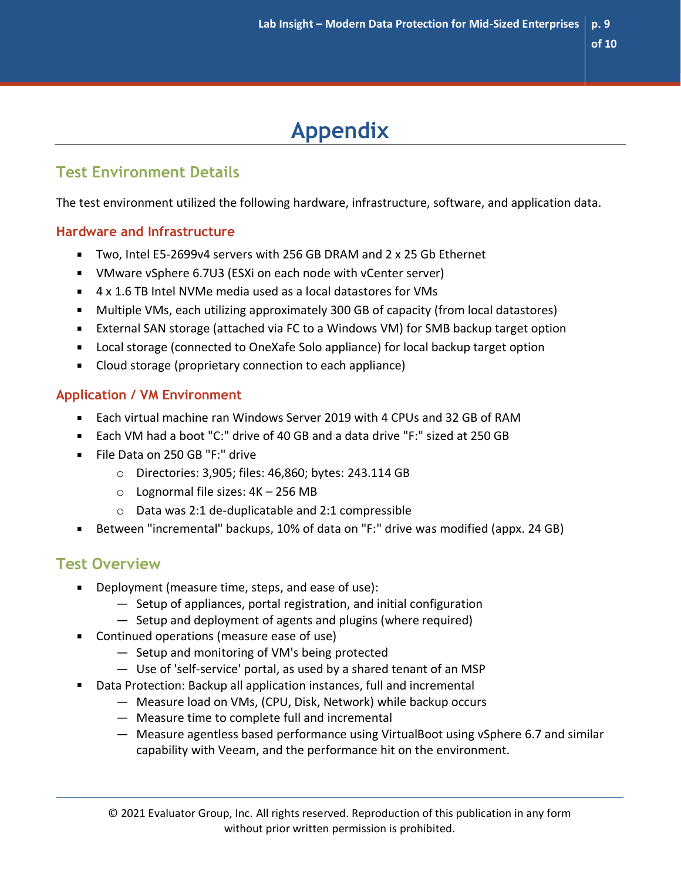# Appendix

## Test Environment Details

The test environment utilized the following hardware, infrastructure, software, and application data.

### Hardware and Infrastructure

- Two, Intel E5-2699v4 servers with 256 GB DRAM and 2 x 25 Gb Ethernet
- VMware vSphere 6.7U3 (ESXi on each node with vCenter server)
- 4 x 1.6 TB Intel NVMe media used as a local datastores for VMs
- Multiple VMs, each utilizing approximately 300 GB of capacity (from local datastores)
- External SAN storage (attached via FC to a Windows VM) for SMB backup target option
- Local storage (connected to OneXafe Solo appliance) for local backup target option
- Cloud storage (proprietary connection to each appliance)

### Application / VM Environment

- Each virtual machine ran Windows Server 2019 with 4 CPUs and 32 GB of RAM
- Each VM had a boot "C:" drive of 40 GB and a data drive "F:" sized at 250 GB
- File Data on 250 GB "F:" drive
    - Directories: 3,905; files: 46,860; bytes: 243.114 GB
    - Lognormal file sizes: 4K – 256 MB
    - Data was 2:1 de-duplicatable and 2:1 compressible
- Between "incremental" backups, 10% of data on "F:" drive was modified (appx. 24 GB)

## Test Overview

- Deployment (measure time, steps, and ease of use):
    - Setup of appliances, portal registration, and initial configuration
    - Setup and deployment of agents and plugins (where required)
- Continued operations (measure ease of use)
    - Setup and monitoring of VM's being protected
    - Use of 'self-service' portal, as used by a shared tenant of an MSP
- Data Protection: Backup all application instances, full and incremental
    - Measure load on VMs, (CPU, Disk, Network) while backup occurs
    - Measure time to complete full and incremental
    - Measure agentless based performance using VirtualBoot using vSphere 6.7 and similar capability with Veeam, and the performance hit on the environment.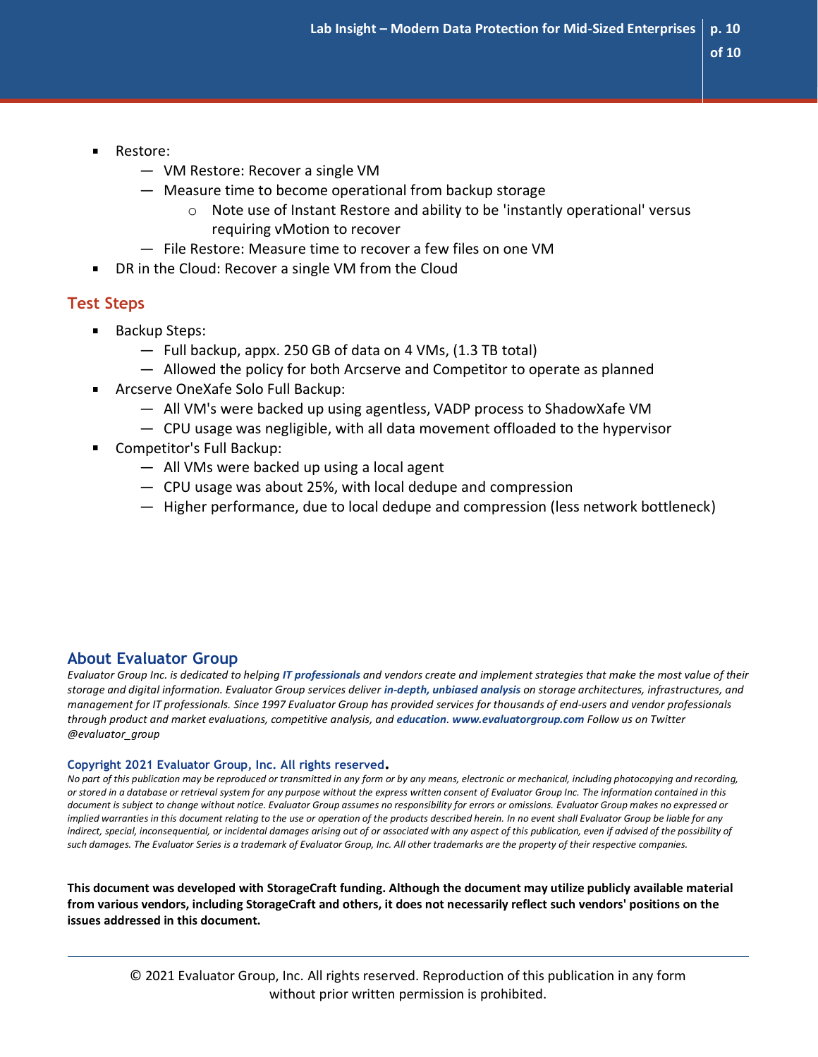- Restore:
  - VM Restore: Recover a single VM
  - Measure time to become operational from backup storage
    - Note use of Instant Restore and ability to be 'instantly operational' versus requiring vMotion to recover
  - File Restore: Measure time to recover a few files on one VM
- DR in the Cloud: Recover a single VM from the Cloud

## Test Steps

- Backup Steps:
  - Full backup, appx. 250 GB of data on 4 VMs, (1.3 TB total)
  - Allowed the policy for both Arcserve and Competitor to operate as planned
- Arcserve OneXafe Solo Full Backup:
  - All VM's were backed up using agentless, VADP process to ShadowXafe VM
  - CPU usage was negligible, with all data movement offloaded to the hypervisor
- Competitor's Full Backup:
  - All VMs were backed up using a local agent
  - CPU usage was about 25%, with local dedupe and compression
  - Higher performance, due to local dedupe and compression (less network bottleneck)

## About Evaluator Group

*Evaluator Group Inc. is dedicated to helping **IT professionals** and vendors create and implement strategies that make the most value of their storage and digital information. Evaluator Group services deliver **in-depth, unbiased analysis** on storage architectures, infrastructures, and management for IT professionals. Since 1997 Evaluator Group has provided services for thousands of end-users and vendor professionals through product and market evaluations, competitive analysis, and **education**. **www.evaluatorgroup.com** Follow us on Twitter @evaluator_group*

**Copyright 2021 Evaluator Group, Inc. All rights reserved.**

*No part of this publication may be reproduced or transmitted in any form or by any means, electronic or mechanical, including photocopying and recording, or stored in a database or retrieval system for any purpose without the express written consent of Evaluator Group Inc. The information contained in this document is subject to change without notice. Evaluator Group assumes no responsibility for errors or omissions. Evaluator Group makes no expressed or implied warranties in this document relating to the use or operation of the products described herein. In no event shall Evaluator Group be liable for any indirect, special, inconsequential, or incidental damages arising out of or associated with any aspect of this publication, even if advised of the possibility of such damages. The Evaluator Series is a trademark of Evaluator Group, Inc. All other trademarks are the property of their respective companies.*

**This document was developed with StorageCraft funding. Although the document may utilize publicly available material from various vendors, including StorageCraft and others, it does not necessarily reflect such vendors' positions on the issues addressed in this document.**

© 2021 Evaluator Group, Inc. All rights reserved. Reproduction of this publication in any form without prior written permission is prohibited.